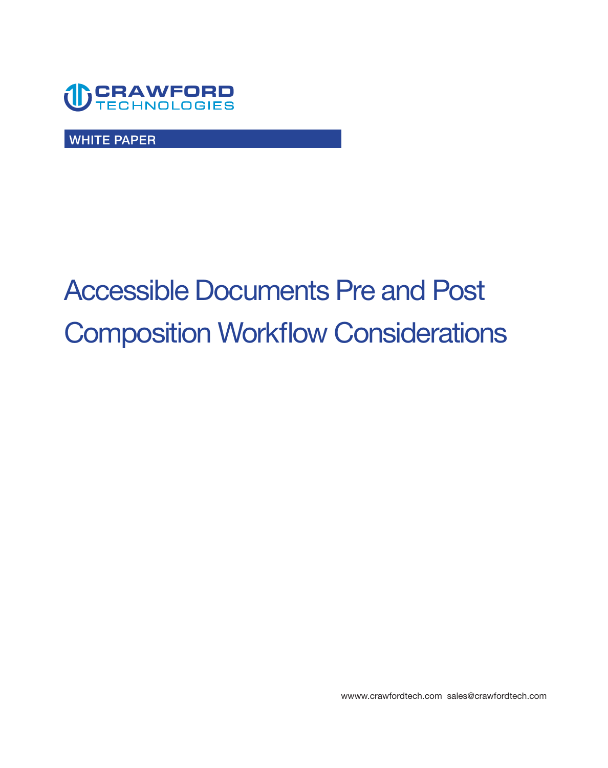CRAWFORD TECHNOLOGIES

WHITE PAPER

# Accessible Documents Pre and Post Composition Workflow Considerations

wwww.crawfordtech.com  sales@crawfordtech.com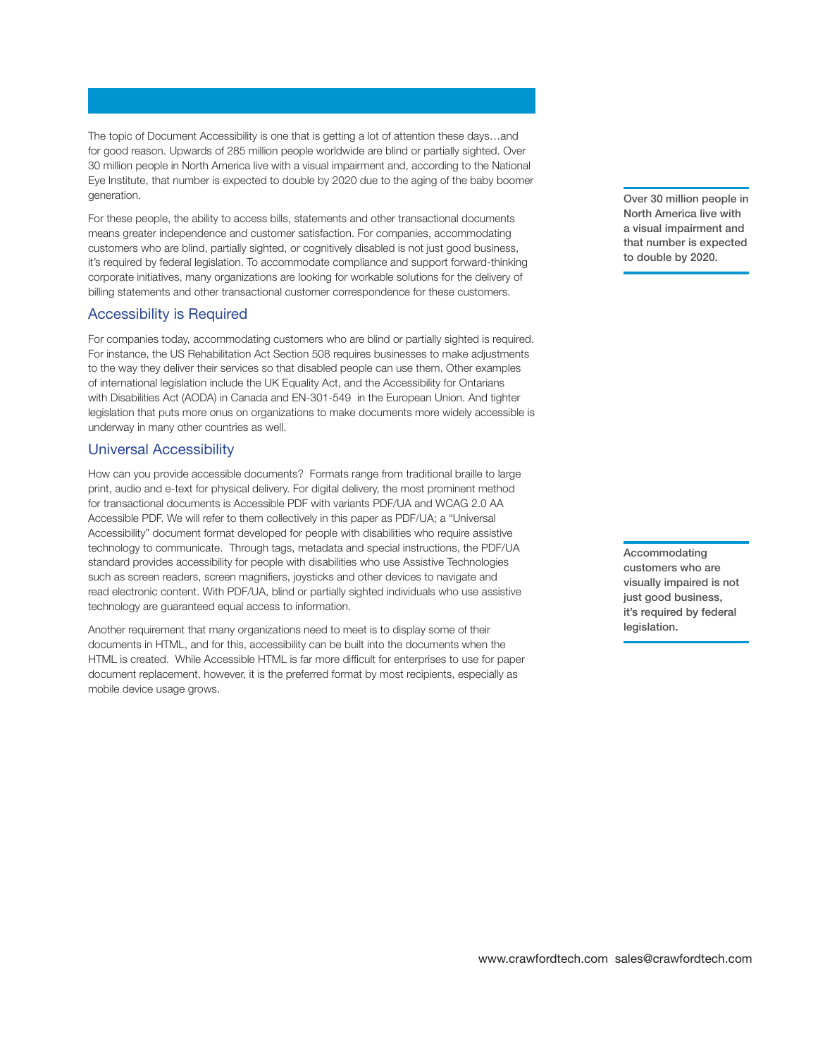The topic of Document Accessibility is one that is getting a lot of attention these days…and for good reason. Upwards of 285 million people worldwide are blind or partially sighted. Over 30 million people in North America live with a visual impairment and, according to the National Eye Institute, that number is expected to double by 2020 due to the aging of the baby boomer generation.

For these people, the ability to access bills, statements and other transactional documents means greater independence and customer satisfaction. For companies, accommodating customers who are blind, partially sighted, or cognitively disabled is not just good business, it's required by federal legislation. To accommodate compliance and support forward-thinking corporate initiatives, many organizations are looking for workable solutions for the delivery of billing statements and other transactional customer correspondence for these customers.

**Over 30 million people in North America live with a visual impairment and that number is expected to double by 2020.**

## Accessibility is Required

For companies today, accommodating customers who are blind or partially sighted is required. For instance, the US Rehabilitation Act Section 508 requires businesses to make adjustments to the way they deliver their services so that disabled people can use them. Other examples of international legislation include the UK Equality Act, and the Accessibility for Ontarians with Disabilities Act (AODA) in Canada and EN-301-549 in the European Union. And tighter legislation that puts more onus on organizations to make documents more widely accessible is underway in many other countries as well.

## Universal Accessibility

How can you provide accessible documents? Formats range from traditional braille to large print, audio and e-text for physical delivery. For digital delivery, the most prominent method for transactional documents is Accessible PDF with variants PDF/UA and WCAG 2.0 AA Accessible PDF. We will refer to them collectively in this paper as PDF/UA; a "Universal Accessibility" document format developed for people with disabilities who require assistive technology to communicate. Through tags, metadata and special instructions, the PDF/UA standard provides accessibility for people with disabilities who use Assistive Technologies such as screen readers, screen magnifiers, joysticks and other devices to navigate and read electronic content. With PDF/UA, blind or partially sighted individuals who use assistive technology are guaranteed equal access to information.

**Accommodating customers who are visually impaired is not just good business, it's required by federal legislation.**

Another requirement that many organizations need to meet is to display some of their documents in HTML, and for this, accessibility can be built into the documents when the HTML is created. While Accessible HTML is far more difficult for enterprises to use for paper document replacement, however, it is the preferred format by most recipients, especially as mobile device usage grows.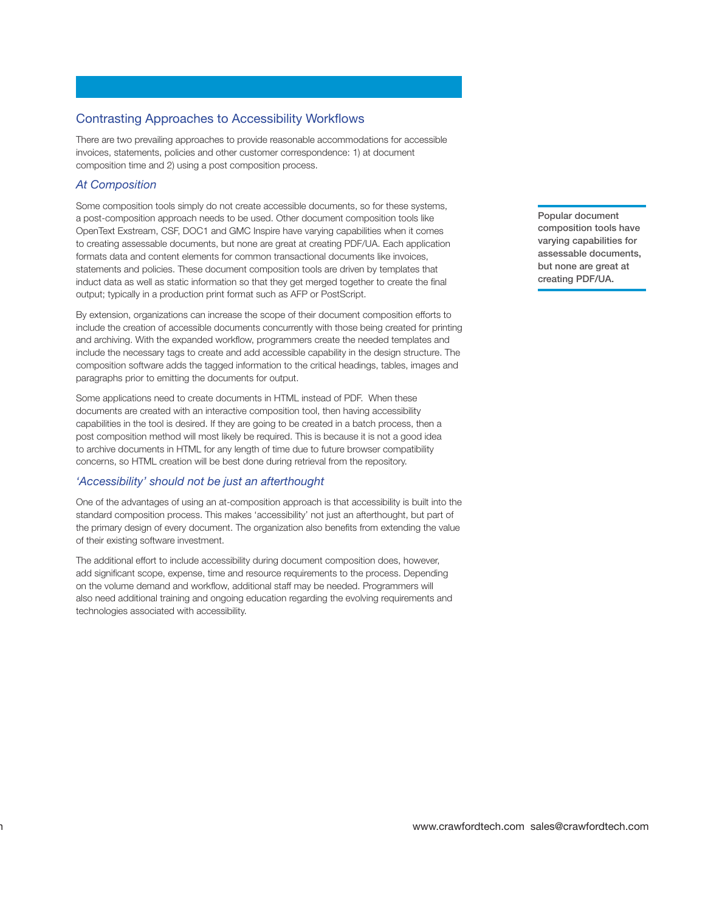## Contrasting Approaches to Accessibility Workflows

There are two prevailing approaches to provide reasonable accommodations for accessible invoices, statements, policies and other customer correspondence: 1) at document composition time and 2) using a post composition process.

### *At Composition*

Some composition tools simply do not create accessible documents, so for these systems, a post-composition approach needs to be used. Other document composition tools like OpenText Exstream, CSF, DOC1 and GMC Inspire have varying capabilities when it comes to creating assessable documents, but none are great at creating PDF/UA. Each application formats data and content elements for common transactional documents like invoices, statements and policies. These document composition tools are driven by templates that induct data as well as static information so that they get merged together to create the final output; typically in a production print format such as AFP or PostScript.

**Popular document composition tools have varying capabilities for assessable documents, but none are great at creating PDF/UA.**

By extension, organizations can increase the scope of their document composition efforts to include the creation of accessible documents concurrently with those being created for printing and archiving. With the expanded workflow, programmers create the needed templates and include the necessary tags to create and add accessible capability in the design structure. The composition software adds the tagged information to the critical headings, tables, images and paragraphs prior to emitting the documents for output.

Some applications need to create documents in HTML instead of PDF. When these documents are created with an interactive composition tool, then having accessibility capabilities in the tool is desired. If they are going to be created in a batch process, then a post composition method will most likely be required. This is because it is not a good idea to archive documents in HTML for any length of time due to future browser compatibility concerns, so HTML creation will be best done during retrieval from the repository.

### *'Accessibility' should not be just an afterthought*

One of the advantages of using an at-composition approach is that accessibility is built into the standard composition process. This makes 'accessibility' not just an afterthought, but part of the primary design of every document. The organization also benefits from extending the value of their existing software investment.

The additional effort to include accessibility during document composition does, however, add significant scope, expense, time and resource requirements to the process. Depending on the volume demand and workflow, additional staff may be needed. Programmers will also need additional training and ongoing education regarding the evolving requirements and technologies associated with accessibility.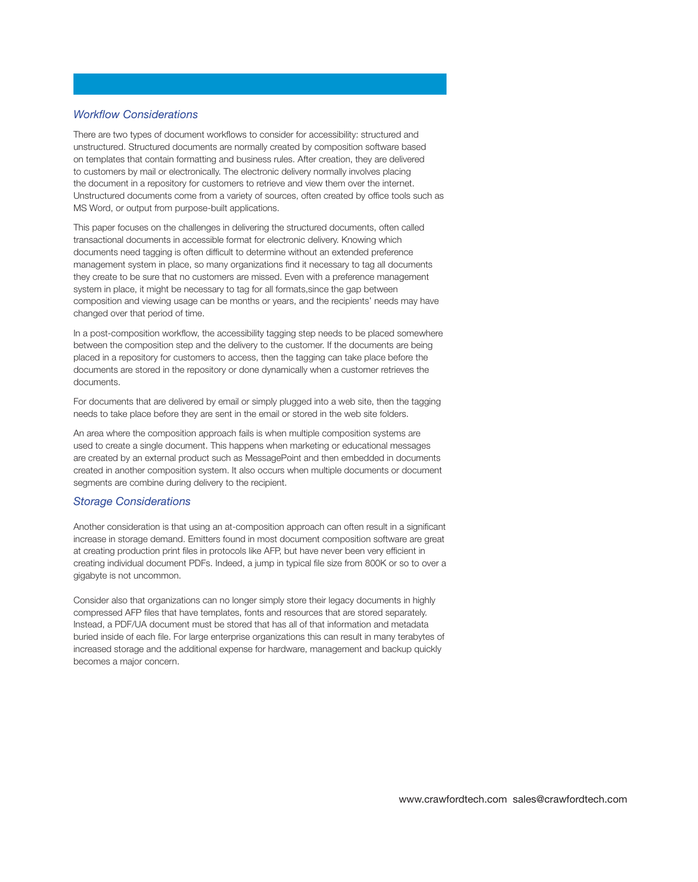### *Workflow Considerations*

There are two types of document workflows to consider for accessibility: structured and unstructured. Structured documents are normally created by composition software based on templates that contain formatting and business rules. After creation, they are delivered to customers by mail or electronically. The electronic delivery normally involves placing the document in a repository for customers to retrieve and view them over the internet. Unstructured documents come from a variety of sources, often created by office tools such as MS Word, or output from purpose-built applications.

This paper focuses on the challenges in delivering the structured documents, often called transactional documents in accessible format for electronic delivery. Knowing which documents need tagging is often difficult to determine without an extended preference management system in place, so many organizations find it necessary to tag all documents they create to be sure that no customers are missed. Even with a preference management system in place, it might be necessary to tag for all formats,since the gap between composition and viewing usage can be months or years, and the recipients' needs may have changed over that period of time.

In a post-composition workflow, the accessibility tagging step needs to be placed somewhere between the composition step and the delivery to the customer. If the documents are being placed in a repository for customers to access, then the tagging can take place before the documents are stored in the repository or done dynamically when a customer retrieves the documents.

For documents that are delivered by email or simply plugged into a web site, then the tagging needs to take place before they are sent in the email or stored in the web site folders.

An area where the composition approach fails is when multiple composition systems are used to create a single document. This happens when marketing or educational messages are created by an external product such as MessagePoint and then embedded in documents created in another composition system. It also occurs when multiple documents or document segments are combine during delivery to the recipient.

### *Storage Considerations*

Another consideration is that using an at-composition approach can often result in a significant increase in storage demand. Emitters found in most document composition software are great at creating production print files in protocols like AFP, but have never been very efficient in creating individual document PDFs. Indeed, a jump in typical file size from 800K or so to over a gigabyte is not uncommon.

Consider also that organizations can no longer simply store their legacy documents in highly compressed AFP files that have templates, fonts and resources that are stored separately. Instead, a PDF/UA document must be stored that has all of that information and metadata buried inside of each file. For large enterprise organizations this can result in many terabytes of increased storage and the additional expense for hardware, management and backup quickly becomes a major concern.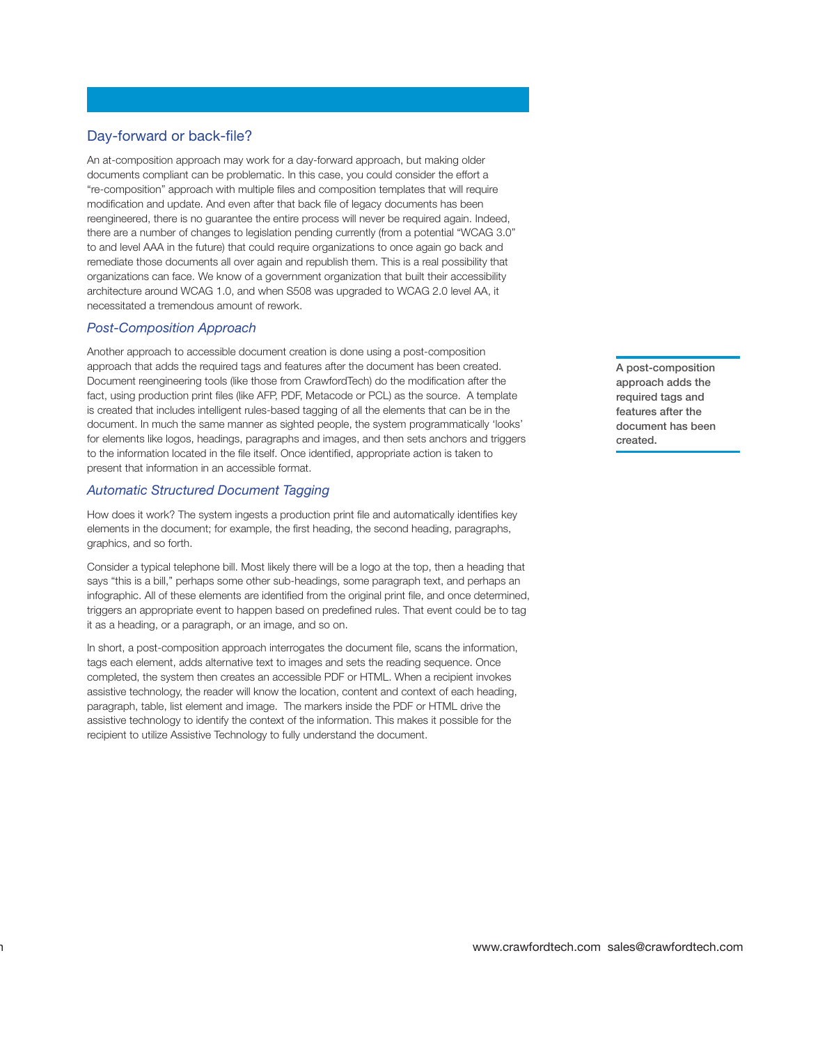## Day-forward or back-file?

An at-composition approach may work for a day-forward approach, but making older documents compliant can be problematic. In this case, you could consider the effort a "re-composition" approach with multiple files and composition templates that will require modification and update. And even after that back file of legacy documents has been reengineered, there is no guarantee the entire process will never be required again. Indeed, there are a number of changes to legislation pending currently (from a potential "WCAG 3.0" to and level AAA in the future) that could require organizations to once again go back and remediate those documents all over again and republish them. This is a real possibility that organizations can face. We know of a government organization that built their accessibility architecture around WCAG 1.0, and when S508 was upgraded to WCAG 2.0 level AA, it necessitated a tremendous amount of rework.

### *Post-Composition Approach*

Another approach to accessible document creation is done using a post-composition approach that adds the required tags and features after the document has been created. Document reengineering tools (like those from CrawfordTech) do the modification after the fact, using production print files (like AFP, PDF, Metacode or PCL) as the source. A template is created that includes intelligent rules-based tagging of all the elements that can be in the document. In much the same manner as sighted people, the system programmatically 'looks' for elements like logos, headings, paragraphs and images, and then sets anchors and triggers to the information located in the file itself. Once identified, appropriate action is taken to present that information in an accessible format.

**A post-composition approach adds the required tags and features after the document has been created.**

### *Automatic Structured Document Tagging*

How does it work? The system ingests a production print file and automatically identifies key elements in the document; for example, the first heading, the second heading, paragraphs, graphics, and so forth.

Consider a typical telephone bill. Most likely there will be a logo at the top, then a heading that says "this is a bill," perhaps some other sub-headings, some paragraph text, and perhaps an infographic. All of these elements are identified from the original print file, and once determined, triggers an appropriate event to happen based on predefined rules. That event could be to tag it as a heading, or a paragraph, or an image, and so on.

In short, a post-composition approach interrogates the document file, scans the information, tags each element, adds alternative text to images and sets the reading sequence. Once completed, the system then creates an accessible PDF or HTML. When a recipient invokes assistive technology, the reader will know the location, content and context of each heading, paragraph, table, list element and image. The markers inside the PDF or HTML drive the assistive technology to identify the context of the information. This makes it possible for the recipient to utilize Assistive Technology to fully understand the document.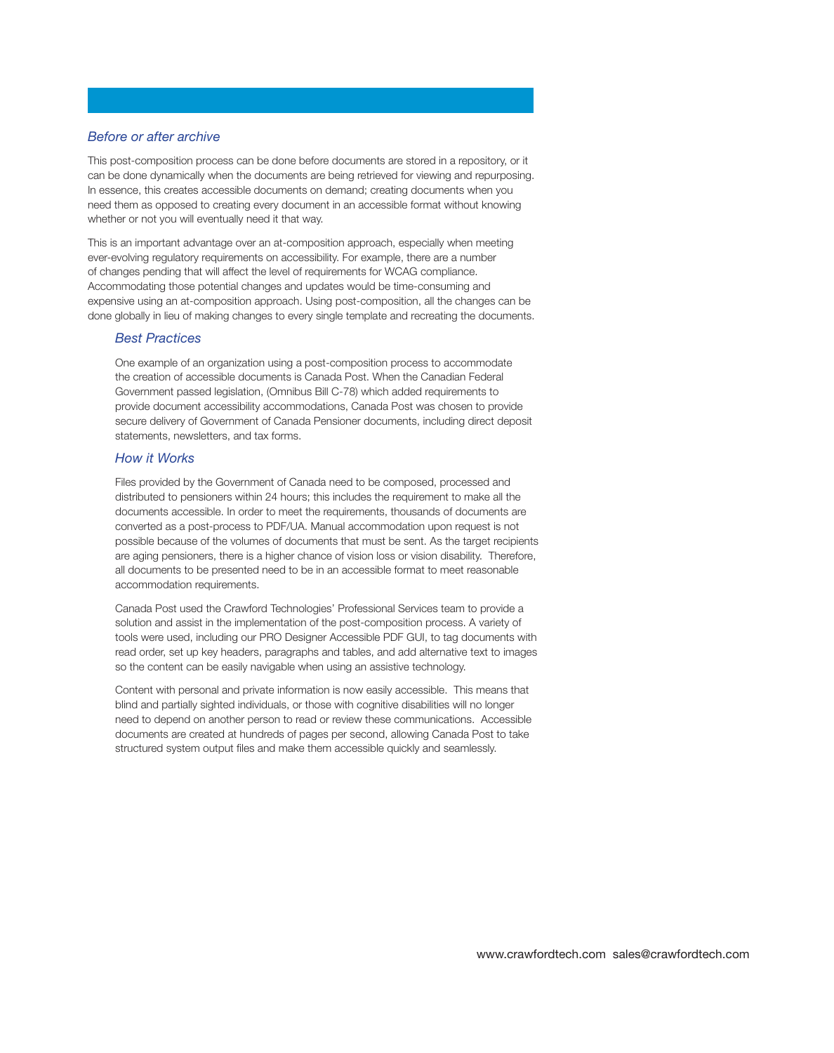### *Before or after archive*

This post-composition process can be done before documents are stored in a repository, or it can be done dynamically when the documents are being retrieved for viewing and repurposing. In essence, this creates accessible documents on demand; creating documents when you need them as opposed to creating every document in an accessible format without knowing whether or not you will eventually need it that way.

This is an important advantage over an at-composition approach, especially when meeting ever-evolving regulatory requirements on accessibility. For example, there are a number of changes pending that will affect the level of requirements for WCAG compliance. Accommodating those potential changes and updates would be time-consuming and expensive using an at-composition approach. Using post-composition, all the changes can be done globally in lieu of making changes to every single template and recreating the documents.

#### *Best Practices*

One example of an organization using a post-composition process to accommodate the creation of accessible documents is Canada Post. When the Canadian Federal Government passed legislation, (Omnibus Bill C-78) which added requirements to provide document accessibility accommodations, Canada Post was chosen to provide secure delivery of Government of Canada Pensioner documents, including direct deposit statements, newsletters, and tax forms.

#### *How it Works*

Files provided by the Government of Canada need to be composed, processed and distributed to pensioners within 24 hours; this includes the requirement to make all the documents accessible. In order to meet the requirements, thousands of documents are converted as a post-process to PDF/UA. Manual accommodation upon request is not possible because of the volumes of documents that must be sent. As the target recipients are aging pensioners, there is a higher chance of vision loss or vision disability. Therefore, all documents to be presented need to be in an accessible format to meet reasonable accommodation requirements.

Canada Post used the Crawford Technologies' Professional Services team to provide a solution and assist in the implementation of the post-composition process. A variety of tools were used, including our PRO Designer Accessible PDF GUI, to tag documents with read order, set up key headers, paragraphs and tables, and add alternative text to images so the content can be easily navigable when using an assistive technology.

Content with personal and private information is now easily accessible. This means that blind and partially sighted individuals, or those with cognitive disabilities will no longer need to depend on another person to read or review these communications. Accessible documents are created at hundreds of pages per second, allowing Canada Post to take structured system output files and make them accessible quickly and seamlessly.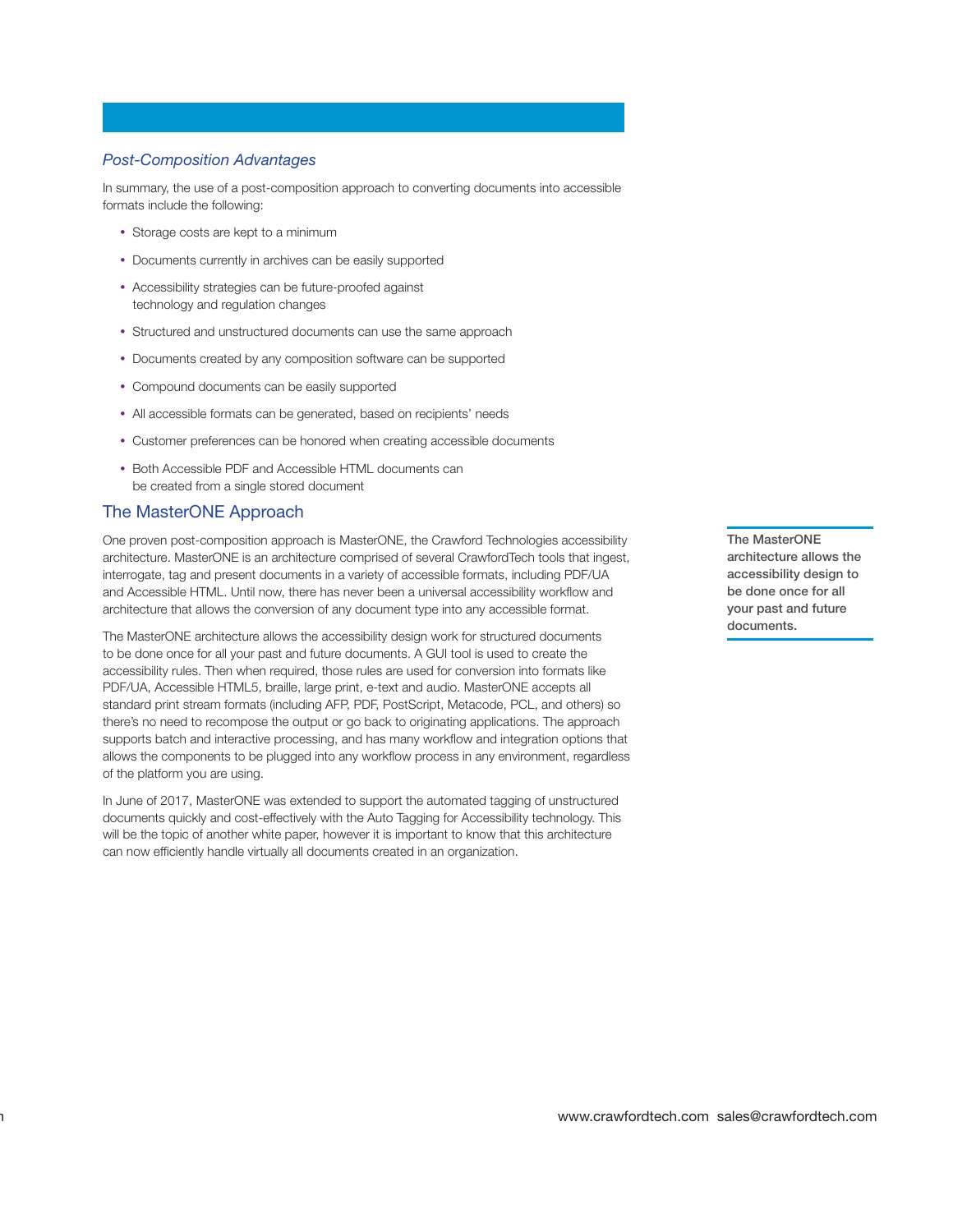### *Post-Composition Advantages*

In summary, the use of a post-composition approach to converting documents into accessible formats include the following:

- Storage costs are kept to a minimum
- Documents currently in archives can be easily supported
- Accessibility strategies can be future-proofed against technology and regulation changes
- Structured and unstructured documents can use the same approach
- Documents created by any composition software can be supported
- Compound documents can be easily supported
- All accessible formats can be generated, based on recipients' needs
- Customer preferences can be honored when creating accessible documents
- Both Accessible PDF and Accessible HTML documents can be created from a single stored document

## The MasterONE Approach

One proven post-composition approach is MasterONE, the Crawford Technologies accessibility architecture. MasterONE is an architecture comprised of several CrawfordTech tools that ingest, interrogate, tag and present documents in a variety of accessible formats, including PDF/UA and Accessible HTML. Until now, there has never been a universal accessibility workflow and architecture that allows the conversion of any document type into any accessible format.

The MasterONE architecture allows the accessibility design work for structured documents to be done once for all your past and future documents. A GUI tool is used to create the accessibility rules. Then when required, those rules are used for conversion into formats like PDF/UA, Accessible HTML5, braille, large print, e-text and audio. MasterONE accepts all standard print stream formats (including AFP, PDF, PostScript, Metacode, PCL, and others) so there's no need to recompose the output or go back to originating applications. The approach supports batch and interactive processing, and has many workflow and integration options that allows the components to be plugged into any workflow process in any environment, regardless of the platform you are using.

**The MasterONE architecture allows the accessibility design to be done once for all your past and future documents.**

In June of 2017, MasterONE was extended to support the automated tagging of unstructured documents quickly and cost-effectively with the Auto Tagging for Accessibility technology. This will be the topic of another white paper, however it is important to know that this architecture can now efficiently handle virtually all documents created in an organization.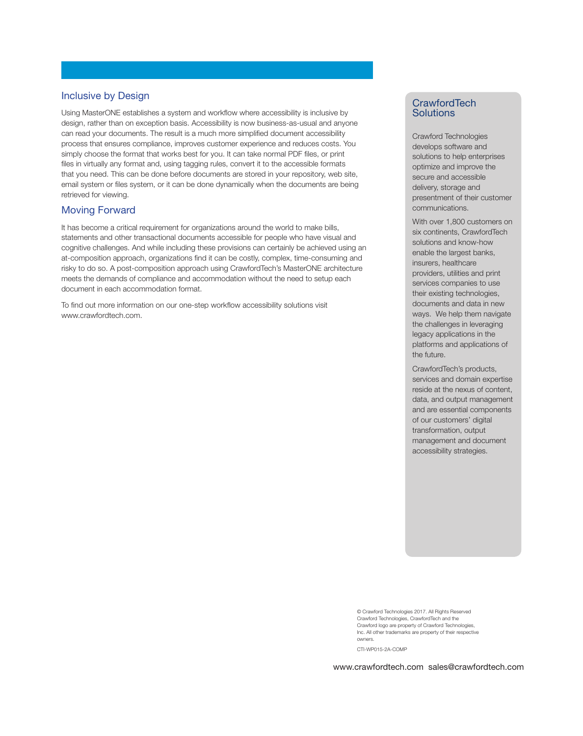## Inclusive by Design

Using MasterONE establishes a system and workflow where accessibility is inclusive by design, rather than on exception basis. Accessibility is now business-as-usual and anyone can read your documents. The result is a much more simplified document accessibility process that ensures compliance, improves customer experience and reduces costs. You simply choose the format that works best for you. It can take normal PDF files, or print files in virtually any format and, using tagging rules, convert it to the accessible formats that you need. This can be done before documents are stored in your repository, web site, email system or files system, or it can be done dynamically when the documents are being retrieved for viewing.

## Moving Forward

It has become a critical requirement for organizations around the world to make bills, statements and other transactional documents accessible for people who have visual and cognitive challenges. And while including these provisions can certainly be achieved using an at-composition approach, organizations find it can be costly, complex, time-consuming and risky to do so. A post-composition approach using CrawfordTech's MasterONE architecture meets the demands of compliance and accommodation without the need to setup each document in each accommodation format.

To find out more information on our one-step workflow accessibility solutions visit www.crawfordtech.com.

## CrawfordTech Solutions

Crawford Technologies develops software and solutions to help enterprises optimize and improve the secure and accessible delivery, storage and presentment of their customer communications.

With over 1,800 customers on six continents, CrawfordTech solutions and know-how enable the largest banks, insurers, healthcare providers, utilities and print services companies to use their existing technologies, documents and data in new ways. We help them navigate the challenges in leveraging legacy applications in the platforms and applications of the future.

CrawfordTech's products, services and domain expertise reside at the nexus of content, data, and output management and are essential components of our customers' digital transformation, output management and document accessibility strategies.

© Crawford Technologies 2017. All Rights Reserved
Crawford Technologies, CrawfordTech and the Crawford logo are property of Crawford Technologies, Inc. All other trademarks are property of their respective owners.

CTI-WP015-2A-COMP

www.crawfordtech.com sales@crawfordtech.com